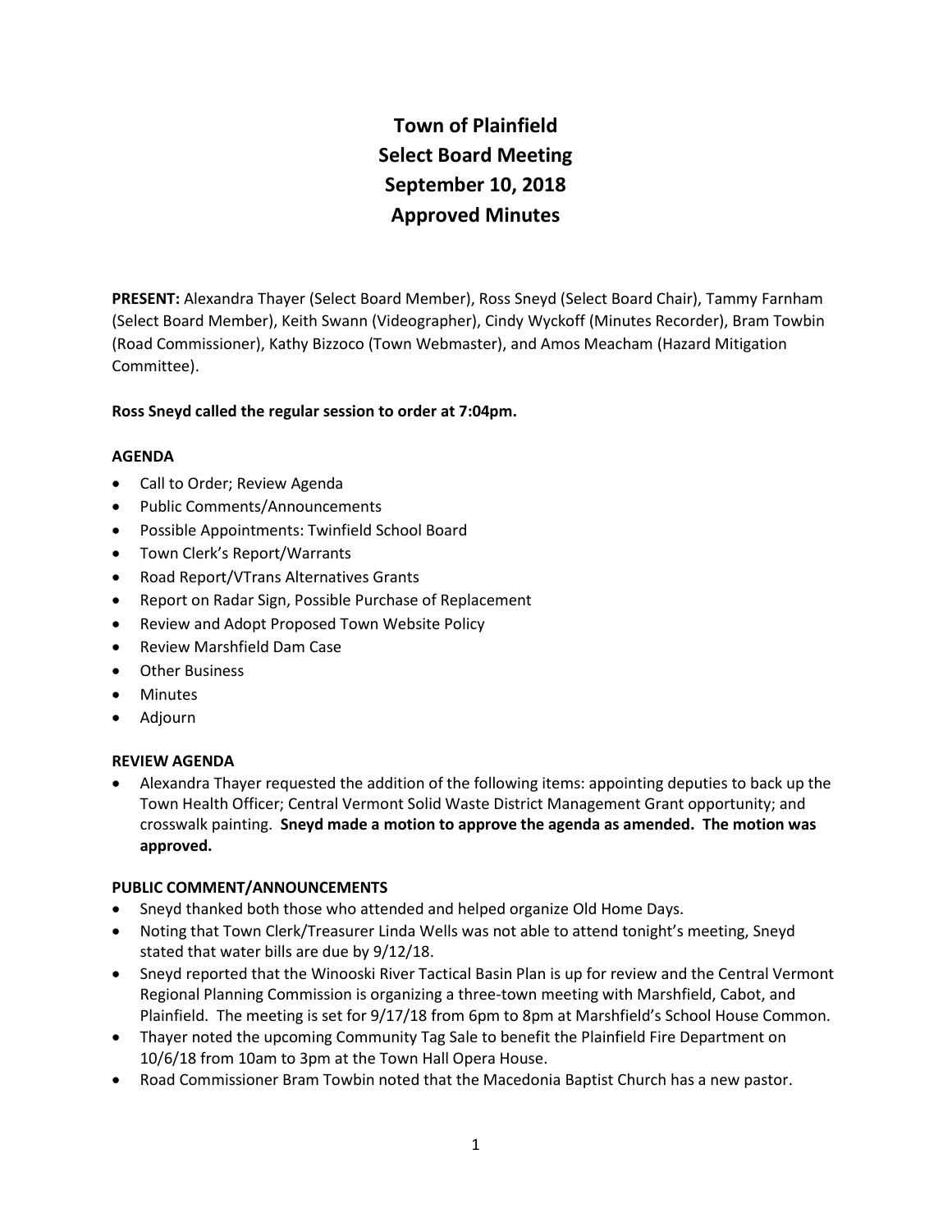# Town of Plainfield
# Select Board Meeting
# September 10, 2018
# Approved Minutes

**PRESENT:** Alexandra Thayer (Select Board Member), Ross Sneyd (Select Board Chair), Tammy Farnham (Select Board Member), Keith Swann (Videographer), Cindy Wyckoff (Minutes Recorder), Bram Towbin (Road Commissioner), Kathy Bizzoco (Town Webmaster), and Amos Meacham (Hazard Mitigation Committee).

**Ross Sneyd called the regular session to order at 7:04pm.**

**AGENDA**

- Call to Order; Review Agenda
- Public Comments/Announcements
- Possible Appointments: Twinfield School Board
- Town Clerk's Report/Warrants
- Road Report/VTrans Alternatives Grants
- Report on Radar Sign, Possible Purchase of Replacement
- Review and Adopt Proposed Town Website Policy
- Review Marshfield Dam Case
- Other Business
- Minutes
- Adjourn

**REVIEW AGENDA**

- Alexandra Thayer requested the addition of the following items: appointing deputies to back up the Town Health Officer; Central Vermont Solid Waste District Management Grant opportunity; and crosswalk painting. **Sneyd made a motion to approve the agenda as amended. The motion was approved.**

**PUBLIC COMMENT/ANNOUNCEMENTS**

- Sneyd thanked both those who attended and helped organize Old Home Days.
- Noting that Town Clerk/Treasurer Linda Wells was not able to attend tonight's meeting, Sneyd stated that water bills are due by 9/12/18.
- Sneyd reported that the Winooski River Tactical Basin Plan is up for review and the Central Vermont Regional Planning Commission is organizing a three-town meeting with Marshfield, Cabot, and Plainfield. The meeting is set for 9/17/18 from 6pm to 8pm at Marshfield's School House Common.
- Thayer noted the upcoming Community Tag Sale to benefit the Plainfield Fire Department on 10/6/18 from 10am to 3pm at the Town Hall Opera House.
- Road Commissioner Bram Towbin noted that the Macedonia Baptist Church has a new pastor.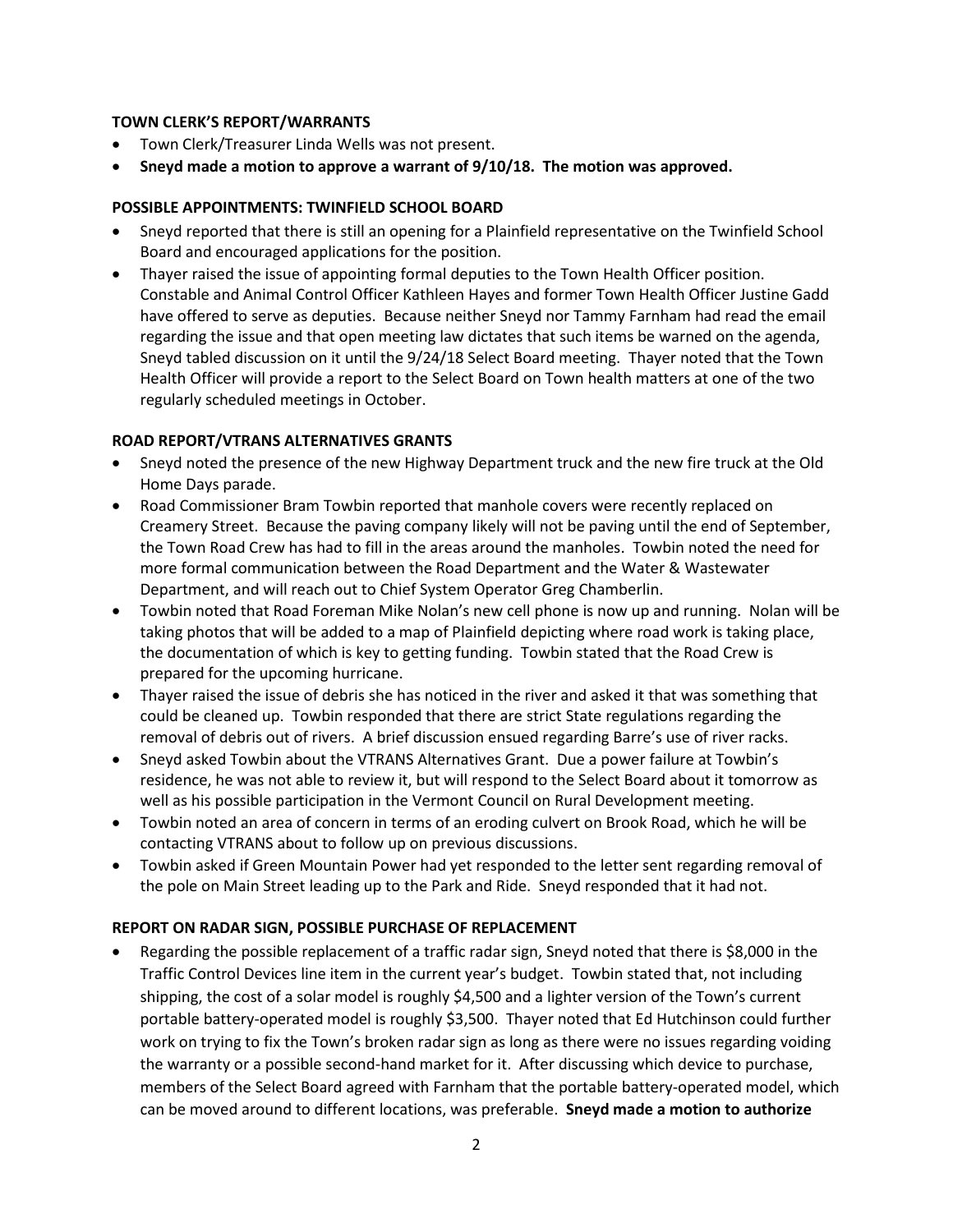**TOWN CLERK'S REPORT/WARRANTS**

- Town Clerk/Treasurer Linda Wells was not present.
- **Sneyd made a motion to approve a warrant of 9/10/18. The motion was approved.**

**POSSIBLE APPOINTMENTS: TWINFIELD SCHOOL BOARD**

- Sneyd reported that there is still an opening for a Plainfield representative on the Twinfield School Board and encouraged applications for the position.
- Thayer raised the issue of appointing formal deputies to the Town Health Officer position. Constable and Animal Control Officer Kathleen Hayes and former Town Health Officer Justine Gadd have offered to serve as deputies. Because neither Sneyd nor Tammy Farnham had read the email regarding the issue and that open meeting law dictates that such items be warned on the agenda, Sneyd tabled discussion on it until the 9/24/18 Select Board meeting. Thayer noted that the Town Health Officer will provide a report to the Select Board on Town health matters at one of the two regularly scheduled meetings in October.

**ROAD REPORT/VTRANS ALTERNATIVES GRANTS**

- Sneyd noted the presence of the new Highway Department truck and the new fire truck at the Old Home Days parade.
- Road Commissioner Bram Towbin reported that manhole covers were recently replaced on Creamery Street. Because the paving company likely will not be paving until the end of September, the Town Road Crew has had to fill in the areas around the manholes. Towbin noted the need for more formal communication between the Road Department and the Water & Wastewater Department, and will reach out to Chief System Operator Greg Chamberlin.
- Towbin noted that Road Foreman Mike Nolan's new cell phone is now up and running. Nolan will be taking photos that will be added to a map of Plainfield depicting where road work is taking place, the documentation of which is key to getting funding. Towbin stated that the Road Crew is prepared for the upcoming hurricane.
- Thayer raised the issue of debris she has noticed in the river and asked it that was something that could be cleaned up. Towbin responded that there are strict State regulations regarding the removal of debris out of rivers. A brief discussion ensued regarding Barre's use of river racks.
- Sneyd asked Towbin about the VTRANS Alternatives Grant. Due a power failure at Towbin's residence, he was not able to review it, but will respond to the Select Board about it tomorrow as well as his possible participation in the Vermont Council on Rural Development meeting.
- Towbin noted an area of concern in terms of an eroding culvert on Brook Road, which he will be contacting VTRANS about to follow up on previous discussions.
- Towbin asked if Green Mountain Power had yet responded to the letter sent regarding removal of the pole on Main Street leading up to the Park and Ride. Sneyd responded that it had not.

**REPORT ON RADAR SIGN, POSSIBLE PURCHASE OF REPLACEMENT**

- Regarding the possible replacement of a traffic radar sign, Sneyd noted that there is $8,000 in the Traffic Control Devices line item in the current year's budget. Towbin stated that, not including shipping, the cost of a solar model is roughly $4,500 and a lighter version of the Town's current portable battery-operated model is roughly $3,500. Thayer noted that Ed Hutchinson could further work on trying to fix the Town's broken radar sign as long as there were no issues regarding voiding the warranty or a possible second-hand market for it. After discussing which device to purchase, members of the Select Board agreed with Farnham that the portable battery-operated model, which can be moved around to different locations, was preferable. **Sneyd made a motion to authorize**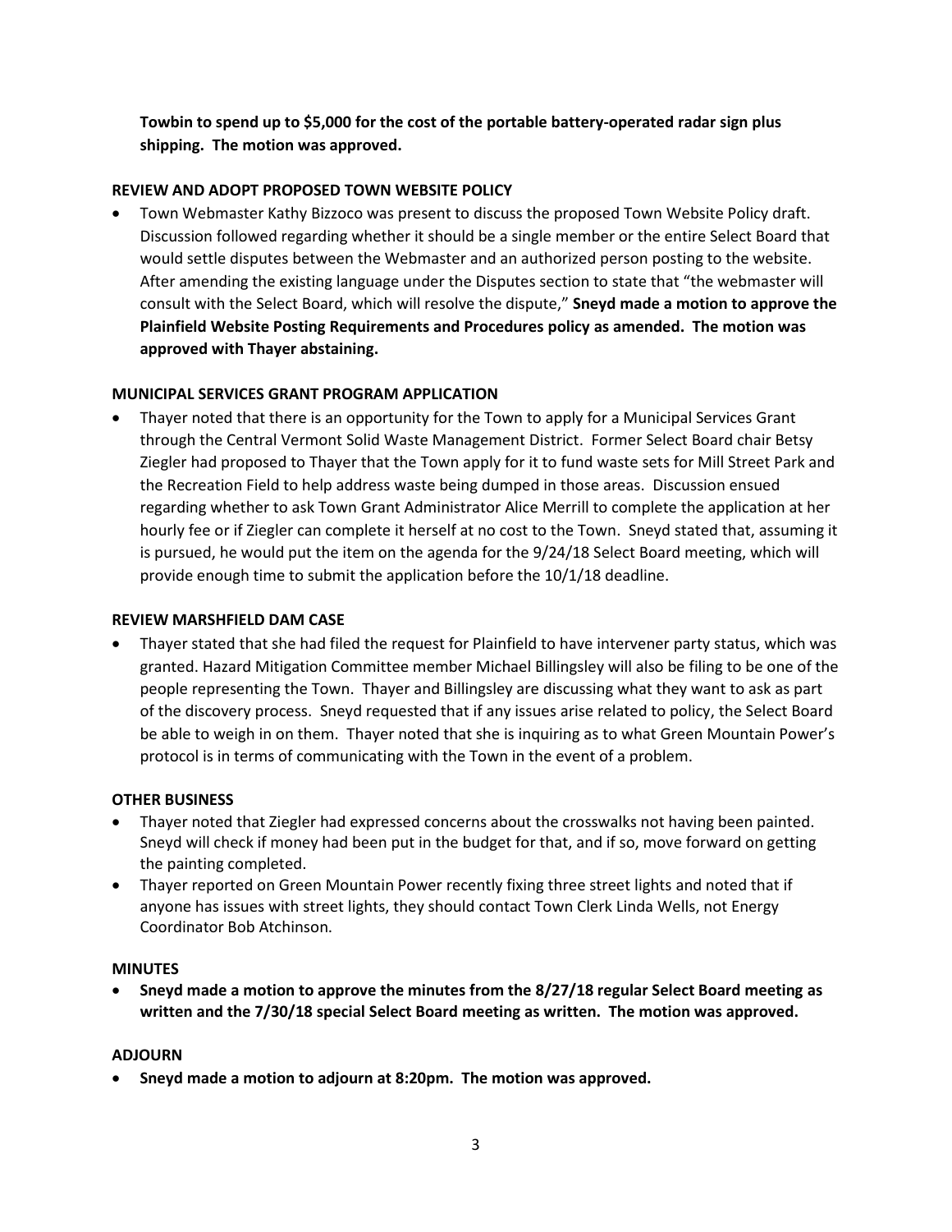**Towbin to spend up to $5,000 for the cost of the portable battery-operated radar sign plus shipping. The motion was approved.**

**REVIEW AND ADOPT PROPOSED TOWN WEBSITE POLICY**

- Town Webmaster Kathy Bizzoco was present to discuss the proposed Town Website Policy draft. Discussion followed regarding whether it should be a single member or the entire Select Board that would settle disputes between the Webmaster and an authorized person posting to the website. After amending the existing language under the Disputes section to state that "the webmaster will consult with the Select Board, which will resolve the dispute," **Sneyd made a motion to approve the Plainfield Website Posting Requirements and Procedures policy as amended. The motion was approved with Thayer abstaining.**

**MUNICIPAL SERVICES GRANT PROGRAM APPLICATION**

- Thayer noted that there is an opportunity for the Town to apply for a Municipal Services Grant through the Central Vermont Solid Waste Management District. Former Select Board chair Betsy Ziegler had proposed to Thayer that the Town apply for it to fund waste sets for Mill Street Park and the Recreation Field to help address waste being dumped in those areas. Discussion ensued regarding whether to ask Town Grant Administrator Alice Merrill to complete the application at her hourly fee or if Ziegler can complete it herself at no cost to the Town. Sneyd stated that, assuming it is pursued, he would put the item on the agenda for the 9/24/18 Select Board meeting, which will provide enough time to submit the application before the 10/1/18 deadline.

**REVIEW MARSHFIELD DAM CASE**

- Thayer stated that she had filed the request for Plainfield to have intervener party status, which was granted. Hazard Mitigation Committee member Michael Billingsley will also be filing to be one of the people representing the Town. Thayer and Billingsley are discussing what they want to ask as part of the discovery process. Sneyd requested that if any issues arise related to policy, the Select Board be able to weigh in on them. Thayer noted that she is inquiring as to what Green Mountain Power's protocol is in terms of communicating with the Town in the event of a problem.

**OTHER BUSINESS**

- Thayer noted that Ziegler had expressed concerns about the crosswalks not having been painted. Sneyd will check if money had been put in the budget for that, and if so, move forward on getting the painting completed.
- Thayer reported on Green Mountain Power recently fixing three street lights and noted that if anyone has issues with street lights, they should contact Town Clerk Linda Wells, not Energy Coordinator Bob Atchinson.

**MINUTES**

- **Sneyd made a motion to approve the minutes from the 8/27/18 regular Select Board meeting as written and the 7/30/18 special Select Board meeting as written. The motion was approved.**

**ADJOURN**

- **Sneyd made a motion to adjourn at 8:20pm. The motion was approved.**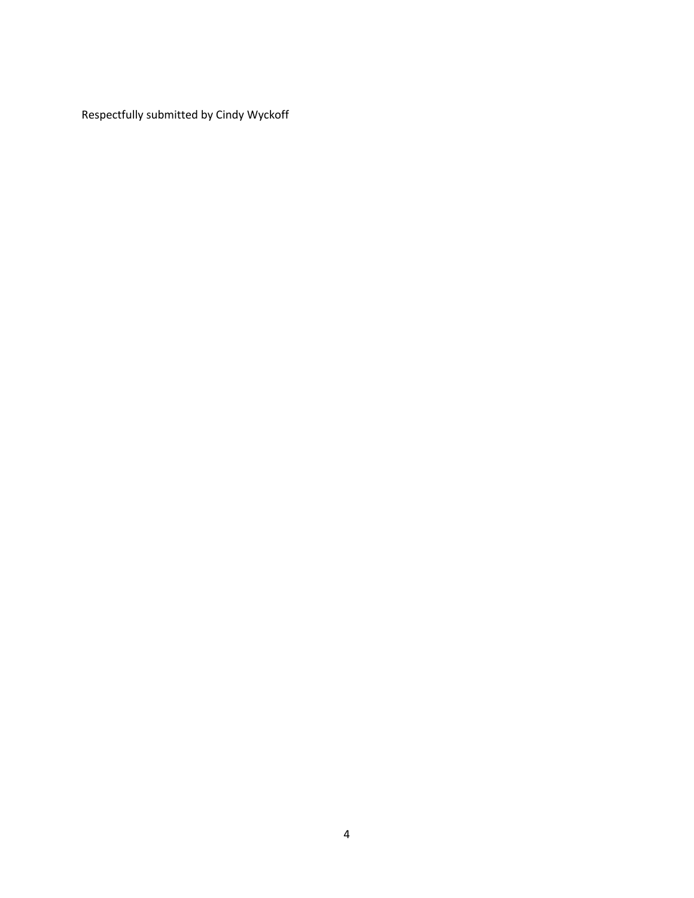Respectfully submitted by Cindy Wyckoff